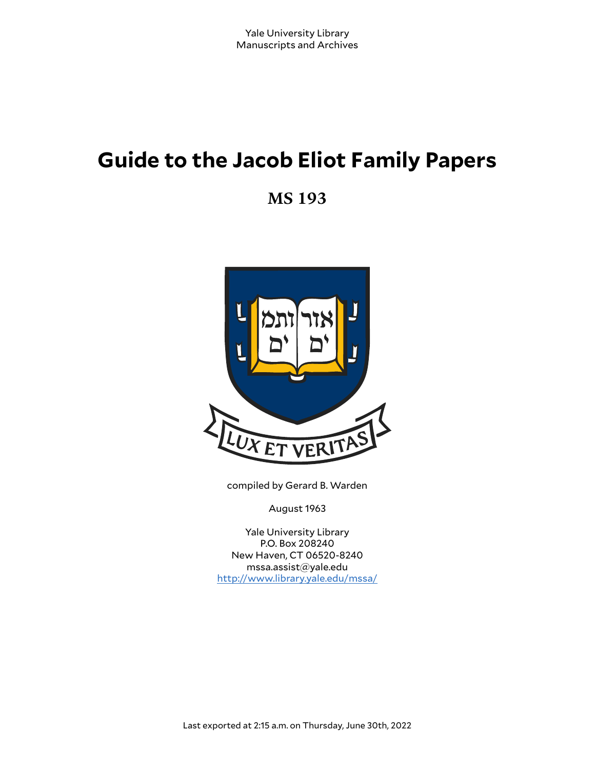Yale University Library
Manuscripts and Archives

# Guide to the Jacob Eliot Family Papers

## MS 193

compiled by Gerard B. Warden

August 1963

Yale University Library
P.O. Box 208240
New Haven, CT 06520-8240
mssa.assist@yale.edu
http://www.library.yale.edu/mssa/

Last exported at 2:15 a.m. on Thursday, June 30th, 2022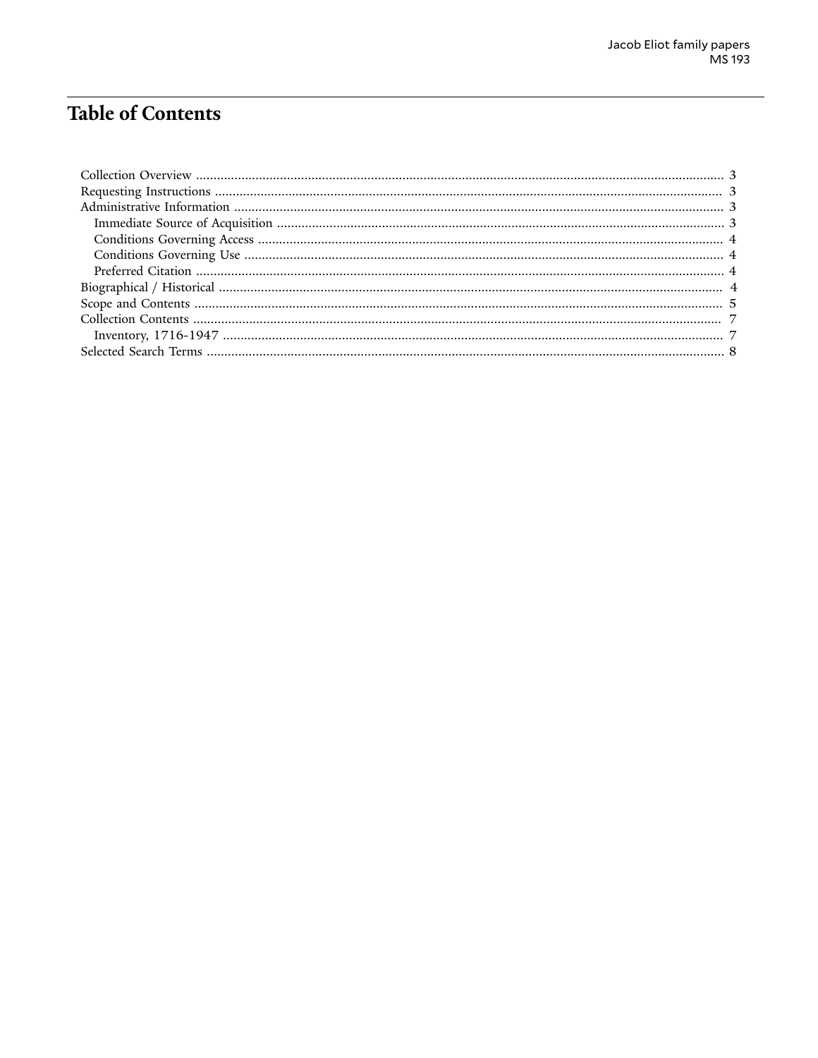# Table of Contents

- Collection Overview ..... 3
- Requesting Instructions ..... 3
- Administrative Information ..... 3
  - Immediate Source of Acquisition ..... 3
  - Conditions Governing Access ..... 4
  - Conditions Governing Use ..... 4
  - Preferred Citation ..... 4
- Biographical / Historical ..... 4
- Scope and Contents ..... 5
- Collection Contents ..... 7
  - Inventory, 1716-1947 ..... 7
- Selected Search Terms ..... 8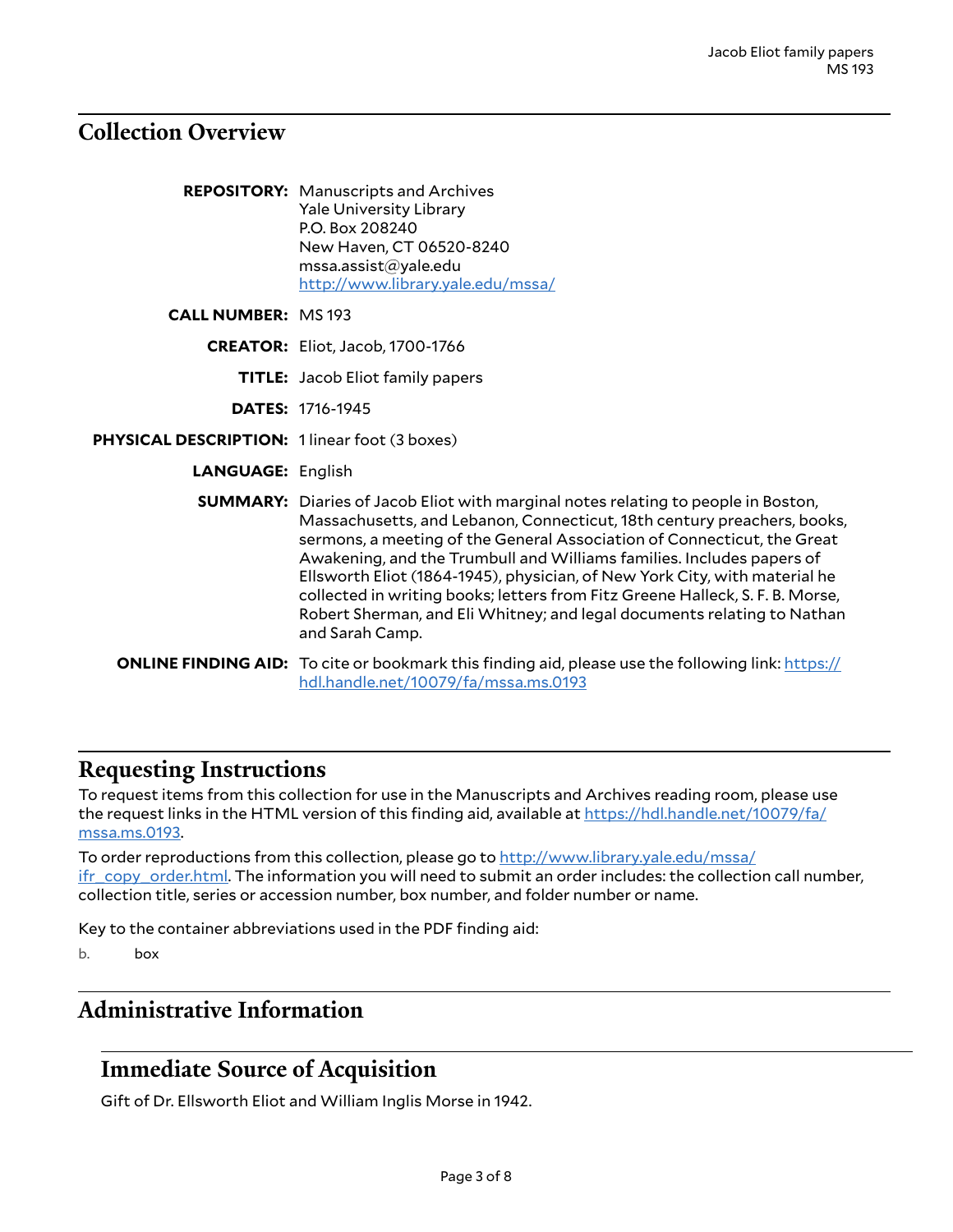## Collection Overview

**REPOSITORY:** Manuscripts and Archives
Yale University Library
P.O. Box 208240
New Haven, CT 06520-8240
mssa.assist@yale.edu
http://www.library.yale.edu/mssa/

**CALL NUMBER:** MS 193

**CREATOR:** Eliot, Jacob, 1700-1766

**TITLE:** Jacob Eliot family papers

**DATES:** 1716-1945

**PHYSICAL DESCRIPTION:** 1 linear foot (3 boxes)

**LANGUAGE:** English

**SUMMARY:** Diaries of Jacob Eliot with marginal notes relating to people in Boston, Massachusetts, and Lebanon, Connecticut, 18th century preachers, books, sermons, a meeting of the General Association of Connecticut, the Great Awakening, and the Trumbull and Williams families. Includes papers of Ellsworth Eliot (1864-1945), physician, of New York City, with material he collected in writing books; letters from Fitz Greene Halleck, S. F. B. Morse, Robert Sherman, and Eli Whitney; and legal documents relating to Nathan and Sarah Camp.

**ONLINE FINDING AID:** To cite or bookmark this finding aid, please use the following link: https://hdl.handle.net/10079/fa/mssa.ms.0193

## Requesting Instructions

To request items from this collection for use in the Manuscripts and Archives reading room, please use the request links in the HTML version of this finding aid, available at https://hdl.handle.net/10079/fa/mssa.ms.0193.

To order reproductions from this collection, please go to http://www.library.yale.edu/mssa/ifr_copy_order.html. The information you will need to submit an order includes: the collection call number, collection title, series or accession number, box number, and folder number or name.

Key to the container abbreviations used in the PDF finding aid:

b. box

## Administrative Information

### Immediate Source of Acquisition

Gift of Dr. Ellsworth Eliot and William Inglis Morse in 1942.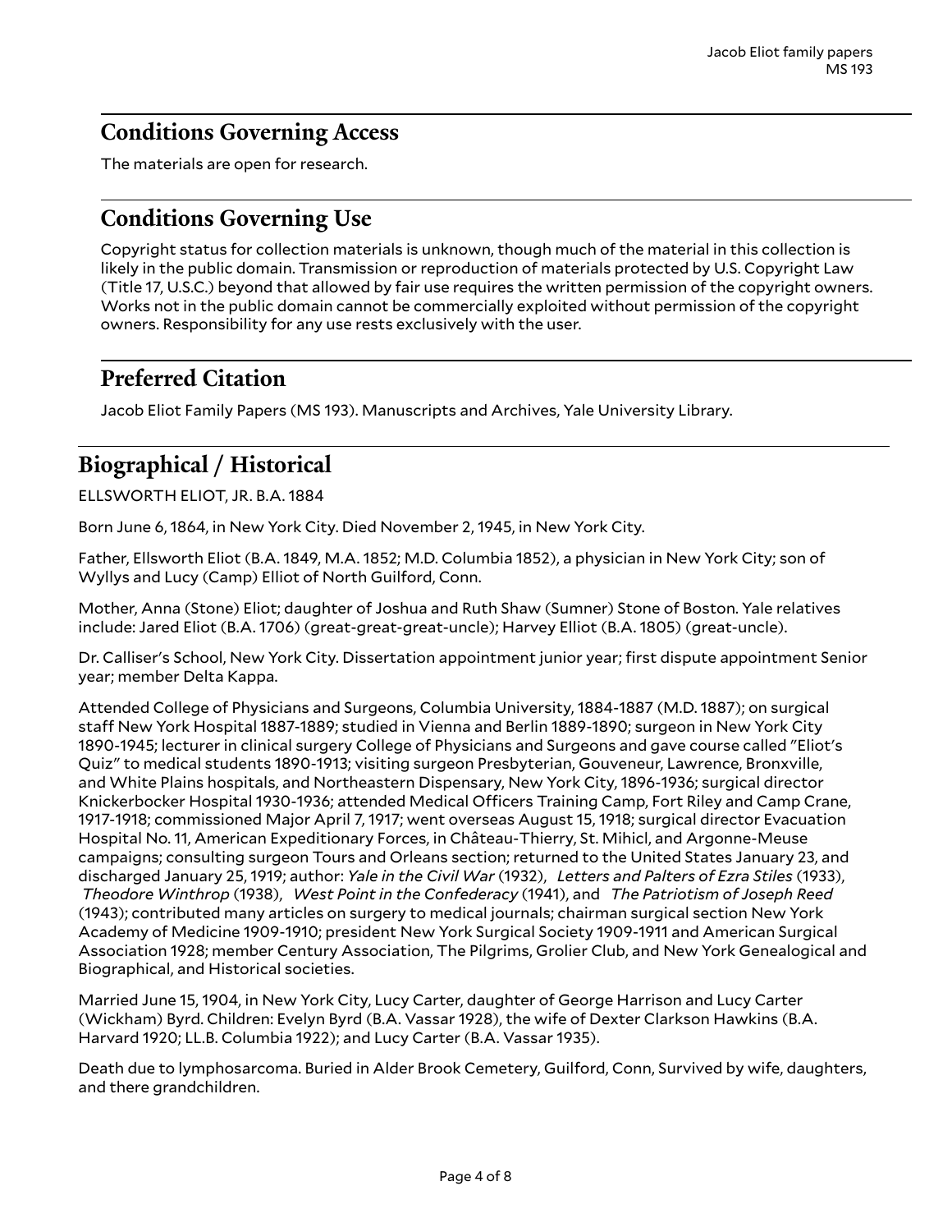## Conditions Governing Access

The materials are open for research.

## Conditions Governing Use

Copyright status for collection materials is unknown, though much of the material in this collection is likely in the public domain. Transmission or reproduction of materials protected by U.S. Copyright Law (Title 17, U.S.C.) beyond that allowed by fair use requires the written permission of the copyright owners. Works not in the public domain cannot be commercially exploited without permission of the copyright owners. Responsibility for any use rests exclusively with the user.

## Preferred Citation

Jacob Eliot Family Papers (MS 193). Manuscripts and Archives, Yale University Library.

# Biographical / Historical

ELLSWORTH ELIOT, JR. B.A. 1884

Born June 6, 1864, in New York City. Died November 2, 1945, in New York City.

Father, Ellsworth Eliot (B.A. 1849, M.A. 1852; M.D. Columbia 1852), a physician in New York City; son of Wyllys and Lucy (Camp) Elliot of North Guilford, Conn.

Mother, Anna (Stone) Eliot; daughter of Joshua and Ruth Shaw (Sumner) Stone of Boston. Yale relatives include: Jared Eliot (B.A. 1706) (great-great-great-uncle); Harvey Elliot (B.A. 1805) (great-uncle).

Dr. Calliser's School, New York City. Dissertation appointment junior year; first dispute appointment Senior year; member Delta Kappa.

Attended College of Physicians and Surgeons, Columbia University, 1884-1887 (M.D. 1887); on surgical staff New York Hospital 1887-1889; studied in Vienna and Berlin 1889-1890; surgeon in New York City 1890-1945; lecturer in clinical surgery College of Physicians and Surgeons and gave course called "Eliot's Quiz" to medical students 1890-1913; visiting surgeon Presbyterian, Gouveneur, Lawrence, Bronxville, and White Plains hospitals, and Northeastern Dispensary, New York City, 1896-1936; surgical director Knickerbocker Hospital 1930-1936; attended Medical Officers Training Camp, Fort Riley and Camp Crane, 1917-1918; commissioned Major April 7, 1917; went overseas August 15, 1918; surgical director Evacuation Hospital No. 11, American Expeditionary Forces, in Château-Thierry, St. Mihicl, and Argonne-Meuse campaigns; consulting surgeon Tours and Orleans section; returned to the United States January 23, and discharged January 25, 1919; author: *Yale in the Civil War* (1932), *Letters and Palters of Ezra Stiles* (1933), *Theodore Winthrop* (1938), *West Point in the Confederacy* (1941), and *The Patriotism of Joseph Reed* (1943); contributed many articles on surgery to medical journals; chairman surgical section New York Academy of Medicine 1909-1910; president New York Surgical Society 1909-1911 and American Surgical Association 1928; member Century Association, The Pilgrims, Grolier Club, and New York Genealogical and Biographical, and Historical societies.

Married June 15, 1904, in New York City, Lucy Carter, daughter of George Harrison and Lucy Carter (Wickham) Byrd. Children: Evelyn Byrd (B.A. Vassar 1928), the wife of Dexter Clarkson Hawkins (B.A. Harvard 1920; LL.B. Columbia 1922); and Lucy Carter (B.A. Vassar 1935).

Death due to lymphosarcoma. Buried in Alder Brook Cemetery, Guilford, Conn, Survived by wife, daughters, and there grandchildren.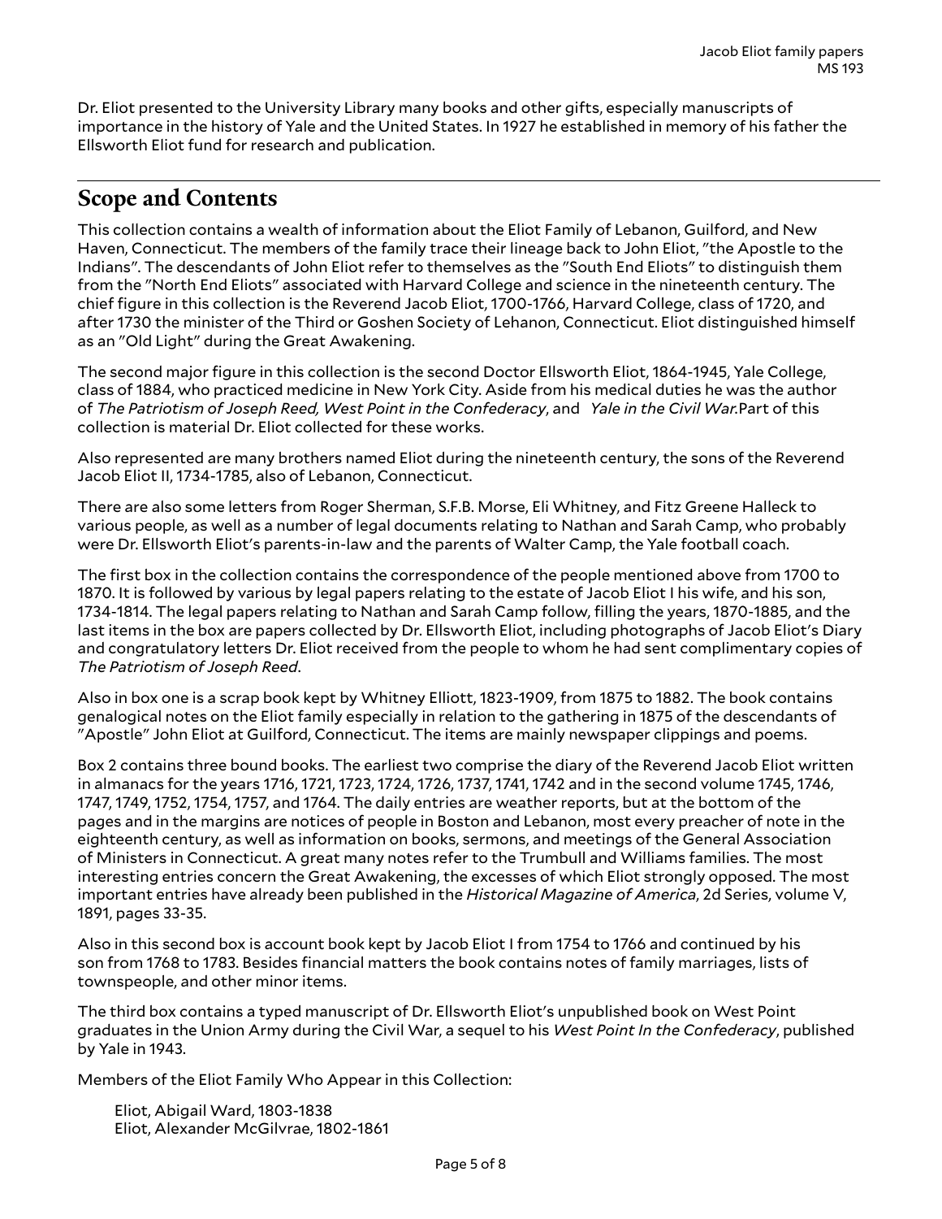Dr. Eliot presented to the University Library many books and other gifts, especially manuscripts of importance in the history of Yale and the United States. In 1927 he established in memory of his father the Ellsworth Eliot fund for research and publication.

## Scope and Contents

This collection contains a wealth of information about the Eliot Family of Lebanon, Guilford, and New Haven, Connecticut. The members of the family trace their lineage back to John Eliot, "the Apostle to the Indians". The descendants of John Eliot refer to themselves as the "South End Eliots" to distinguish them from the "North End Eliots" associated with Harvard College and science in the nineteenth century. The chief figure in this collection is the Reverend Jacob Eliot, 1700-1766, Harvard College, class of 1720, and after 1730 the minister of the Third or Goshen Society of Lehanon, Connecticut. Eliot distinguished himself as an "Old Light" during the Great Awakening.

The second major figure in this collection is the second Doctor Ellsworth Eliot, 1864-1945, Yale College, class of 1884, who practiced medicine in New York City. Aside from his medical duties he was the author of *The Patriotism of Joseph Reed, West Point in the Confederacy*, and *Yale in the Civil War.*Part of this collection is material Dr. Eliot collected for these works.

Also represented are many brothers named Eliot during the nineteenth century, the sons of the Reverend Jacob Eliot II, 1734-1785, also of Lebanon, Connecticut.

There are also some letters from Roger Sherman, S.F.B. Morse, Eli Whitney, and Fitz Greene Halleck to various people, as well as a number of legal documents relating to Nathan and Sarah Camp, who probably were Dr. Ellsworth Eliot's parents-in-law and the parents of Walter Camp, the Yale football coach.

The first box in the collection contains the correspondence of the people mentioned above from 1700 to 1870. It is followed by various by legal papers relating to the estate of Jacob Eliot I his wife, and his son, 1734-1814. The legal papers relating to Nathan and Sarah Camp follow, filling the years, 1870-1885, and the last items in the box are papers collected by Dr. Ellsworth Eliot, including photographs of Jacob Eliot's Diary and congratulatory letters Dr. Eliot received from the people to whom he had sent complimentary copies of *The Patriotism of Joseph Reed*.

Also in box one is a scrap book kept by Whitney Elliott, 1823-1909, from 1875 to 1882. The book contains genalogical notes on the Eliot family especially in relation to the gathering in 1875 of the descendants of "Apostle" John Eliot at Guilford, Connecticut. The items are mainly newspaper clippings and poems.

Box 2 contains three bound books. The earliest two comprise the diary of the Reverend Jacob Eliot written in almanacs for the years 1716, 1721, 1723, 1724, 1726, 1737, 1741, 1742 and in the second volume 1745, 1746, 1747, 1749, 1752, 1754, 1757, and 1764. The daily entries are weather reports, but at the bottom of the pages and in the margins are notices of people in Boston and Lebanon, most every preacher of note in the eighteenth century, as well as information on books, sermons, and meetings of the General Association of Ministers in Connecticut. A great many notes refer to the Trumbull and Williams families. The most interesting entries concern the Great Awakening, the excesses of which Eliot strongly opposed. The most important entries have already been published in the *Historical Magazine of America*, 2d Series, volume V, 1891, pages 33-35.

Also in this second box is account book kept by Jacob Eliot I from 1754 to 1766 and continued by his son from 1768 to 1783. Besides financial matters the book contains notes of family marriages, lists of townspeople, and other minor items.

The third box contains a typed manuscript of Dr. Ellsworth Eliot's unpublished book on West Point graduates in the Union Army during the Civil War, a sequel to his *West Point In the Confederacy*, published by Yale in 1943.

Members of the Eliot Family Who Appear in this Collection:

Eliot, Abigail Ward, 1803-1838
Eliot, Alexander McGilvrae, 1802-1861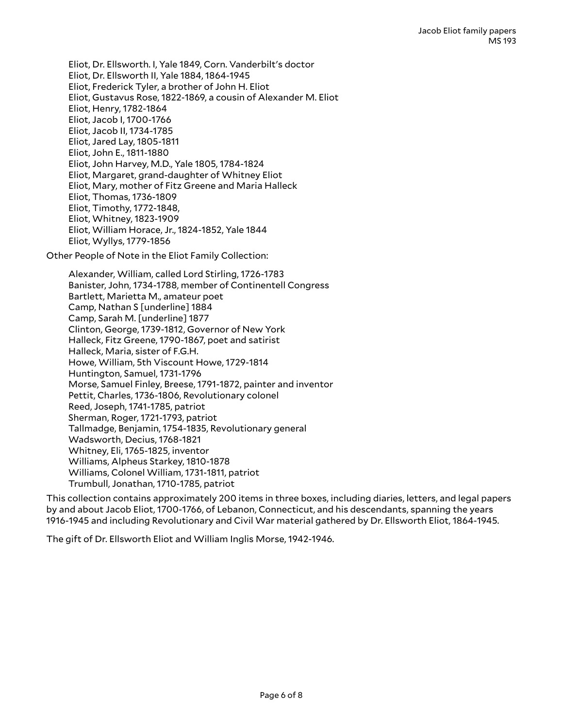- Eliot, Dr. Ellsworth. I, Yale 1849, Corn. Vanderbilt's doctor
- Eliot, Dr. Ellsworth II, Yale 1884, 1864-1945
- Eliot, Frederick Tyler, a brother of John H. Eliot
- Eliot, Gustavus Rose, 1822-1869, a cousin of Alexander M. Eliot
- Eliot, Henry, 1782-1864
- Eliot, Jacob I, 1700-1766
- Eliot, Jacob II, 1734-1785
- Eliot, Jared Lay, 1805-1811
- Eliot, John E., 1811-1880
- Eliot, John Harvey, M.D., Yale 1805, 1784-1824
- Eliot, Margaret, grand-daughter of Whitney Eliot
- Eliot, Mary, mother of Fitz Greene and Maria Halleck
- Eliot, Thomas, 1736-1809
- Eliot, Timothy, 1772-1848,
- Eliot, Whitney, 1823-1909
- Eliot, William Horace, Jr., 1824-1852, Yale 1844
- Eliot, Wyllys, 1779-1856

Other People of Note in the Eliot Family Collection:

- Alexander, William, called Lord Stirling, 1726-1783
- Banister, John, 1734-1788, member of Continentell Congress
- Bartlett, Marietta M., amateur poet
- Camp, Nathan S [underline] 1884
- Camp, Sarah M. [underline] 1877
- Clinton, George, 1739-1812, Governor of New York
- Halleck, Fitz Greene, 1790-1867, poet and satirist
- Halleck, Maria, sister of F.G.H.
- Howe, William, 5th Viscount Howe, 1729-1814
- Huntington, Samuel, 1731-1796
- Morse, Samuel Finley, Breese, 1791-1872, painter and inventor
- Pettit, Charles, 1736-1806, Revolutionary colonel
- Reed, Joseph, 1741-1785, patriot
- Sherman, Roger, 1721-1793, patriot
- Tallmadge, Benjamin, 1754-1835, Revolutionary general
- Wadsworth, Decius, 1768-1821
- Whitney, Eli, 1765-1825, inventor
- Williams, Alpheus Starkey, 1810-1878
- Williams, Colonel William, 1731-1811, patriot
- Trumbull, Jonathan, 1710-1785, patriot

This collection contains approximately 200 items in three boxes, including diaries, letters, and legal papers by and about Jacob Eliot, 1700-1766, of Lebanon, Connecticut, and his descendants, spanning the years 1916-1945 and including Revolutionary and Civil War material gathered by Dr. Ellsworth Eliot, 1864-1945.

The gift of Dr. Ellsworth Eliot and William Inglis Morse, 1942-1946.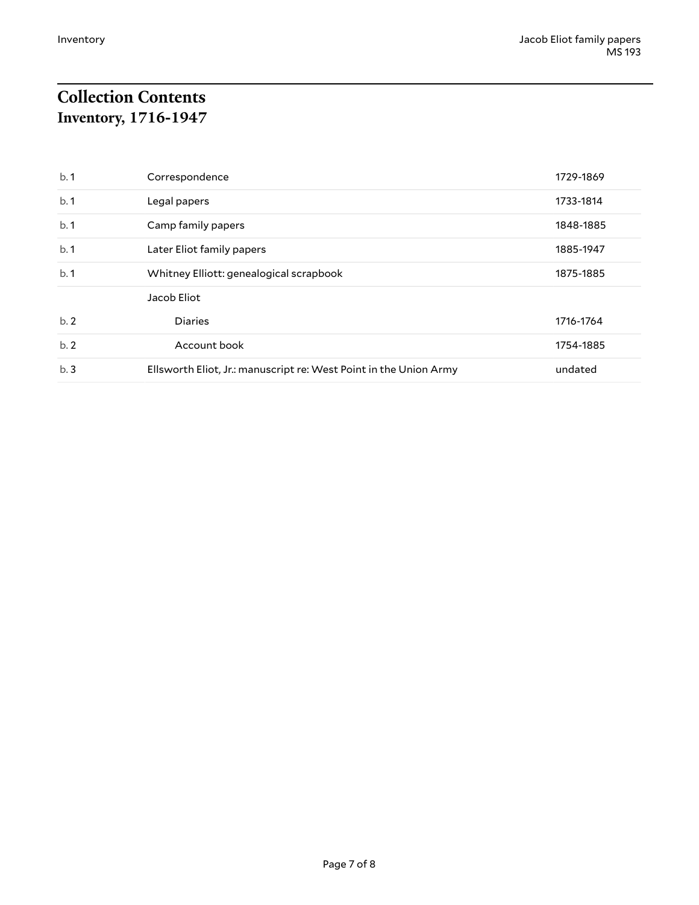# Collection Contents

## Inventory, 1716-1947

| | | |
|---|---|---|
| b. 1 | Correspondence | 1729-1869 |
| b. 1 | Legal papers | 1733-1814 |
| b. 1 | Camp family papers | 1848-1885 |
| b. 1 | Later Eliot family papers | 1885-1947 |
| b. 1 | Whitney Elliott: genealogical scrapbook | 1875-1885 |
| | Jacob Eliot | |
| b. 2 | Diaries | 1716-1764 |
| b. 2 | Account book | 1754-1885 |
| b. 3 | Ellsworth Eliot, Jr.: manuscript re: West Point in the Union Army | undated |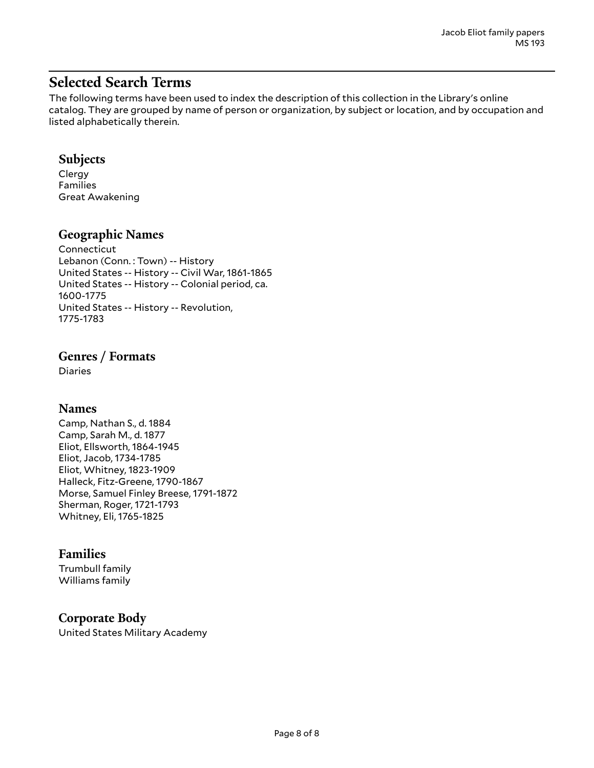## Selected Search Terms

The following terms have been used to index the description of this collection in the Library's online catalog. They are grouped by name of person or organization, by subject or location, and by occupation and listed alphabetically therein.

### Subjects

Clergy
Families
Great Awakening

### Geographic Names

Connecticut
Lebanon (Conn. : Town) -- History
United States -- History -- Civil War, 1861-1865
United States -- History -- Colonial period, ca. 1600-1775
United States -- History -- Revolution, 1775-1783

### Genres / Formats

Diaries

### Names

Camp, Nathan S., d. 1884
Camp, Sarah M., d. 1877
Eliot, Ellsworth, 1864-1945
Eliot, Jacob, 1734-1785
Eliot, Whitney, 1823-1909
Halleck, Fitz-Greene, 1790-1867
Morse, Samuel Finley Breese, 1791-1872
Sherman, Roger, 1721-1793
Whitney, Eli, 1765-1825

### Families

Trumbull family
Williams family

### Corporate Body

United States Military Academy